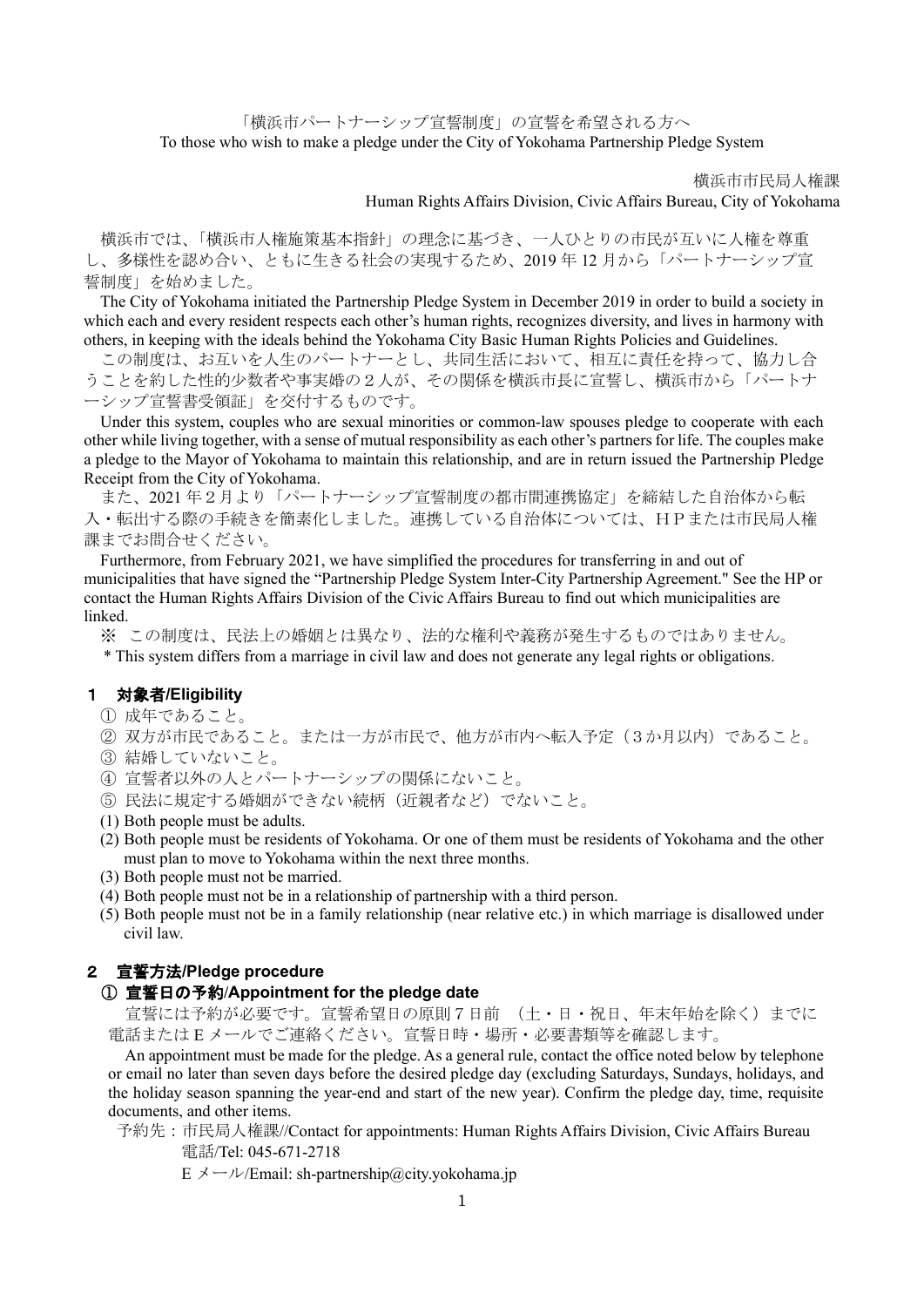# 「横浜市パートナーシップ宣誓制度」の宣誓を希望される方へ
# To those who wish to make a pledge under the City of Yokohama Partnership Pledge System

横浜市市民局人権課
Human Rights Affairs Division, Civic Affairs Bureau, City of Yokohama

横浜市では、「横浜市人権施策基本指針」の理念に基づき、一人ひとりの市民が互いに人権を尊重し、多様性を認め合い、ともに生きる社会の実現するため、2019 年 12 月から「パートナーシップ宣誓制度」を始めました。

The City of Yokohama initiated the Partnership Pledge System in December 2019 in order to build a society in which each and every resident respects each other's human rights, recognizes diversity, and lives in harmony with others, in keeping with the ideals behind the Yokohama City Basic Human Rights Policies and Guidelines.

この制度は、お互いを人生のパートナーとし、共同生活において、相互に責任を持って、協力し合うことを約した性的少数者や事実婚の２人が、その関係を横浜市長に宣誓し、横浜市から「パートナーシップ宣誓書受領証」を交付するものです。

Under this system, couples who are sexual minorities or common-law spouses pledge to cooperate with each other while living together, with a sense of mutual responsibility as each other's partners for life. The couples make a pledge to the Mayor of Yokohama to maintain this relationship, and are in return issued the Partnership Pledge Receipt from the City of Yokohama.

また、2021 年２月より「パートナーシップ宣誓制度の都市間連携協定」を締結した自治体から転入・転出する際の手続きを簡素化しました。連携している自治体については、ＨＰまたは市民局人権課までお問合せください。

Furthermore, from February 2021, we have simplified the procedures for transferring in and out of municipalities that have signed the "Partnership Pledge System Inter-City Partnership Agreement." See the HP or contact the Human Rights Affairs Division of the Civic Affairs Bureau to find out which municipalities are linked.

※ この制度は、民法上の婚姻とは異なり、法的な権利や義務が発生するものではありません。

* This system differs from a marriage in civil law and does not generate any legal rights or obligations.

## １ 対象者/Eligibility

① 成年であること。
② 双方が市民であること。または一方が市民で、他方が市内へ転入予定（３か月以内）であること。
③ 結婚していないこと。
④ 宣誓者以外の人とパートナーシップの関係にないこと。
⑤ 民法に規定する婚姻ができない続柄（近親者など）でないこと。

(1) Both people must be adults.
(2) Both people must be residents of Yokohama. Or one of them must be residents of Yokohama and the other must plan to move to Yokohama within the next three months.
(3) Both people must not be married.
(4) Both people must not be in a relationship of partnership with a third person.
(5) Both people must not be in a family relationship (near relative etc.) in which marriage is disallowed under civil law.

## ２ 宣誓方法/Pledge procedure

### ① 宣誓日の予約/Appointment for the pledge date

宣誓には予約が必要です。宣誓希望日の原則７日前 （土・日・祝日、年末年始を除く）までに電話またはＥメールでご連絡ください。宣誓日時・場所・必要書類等を確認します。

An appointment must be made for the pledge. As a general rule, contact the office noted below by telephone or email no later than seven days before the desired pledge day (excluding Saturdays, Sundays, holidays, and the holiday season spanning the year-end and start of the new year). Confirm the pledge day, time, requisite documents, and other items.

予約先：市民局人権課//Contact for appointments: Human Rights Affairs Division, Civic Affairs Bureau
電話/Tel: 045-671-2718
Ｅメール/Email: sh-partnership@city.yokohama.jp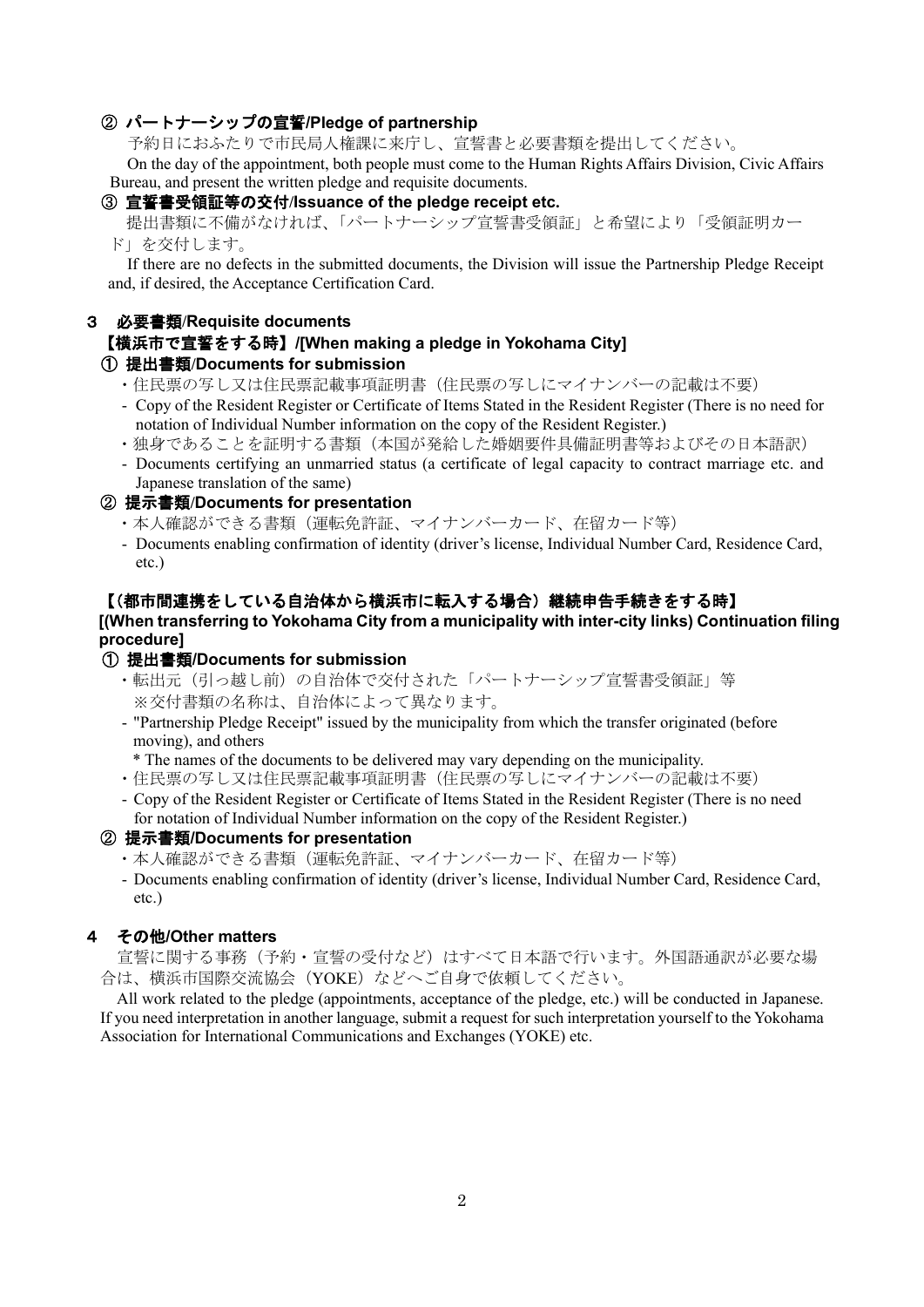### ② パートナーシップの宣誓/Pledge of partnership

予約日におふたりで市民局人権課に来庁し、宣誓書と必要書類を提出してください。

On the day of the appointment, both people must come to the Human Rights Affairs Division, Civic Affairs Bureau, and present the written pledge and requisite documents.

### ③ 宣誓書受領証等の交付/Issuance of the pledge receipt etc.

提出書類に不備がなければ、「パートナーシップ宣誓書受領証」と希望により「受領証明カード」を交付します。

If there are no defects in the submitted documents, the Division will issue the Partnership Pledge Receipt and, if desired, the Acceptance Certification Card.

## 3　必要書類/Requisite documents

### 【横浜市で宣誓をする時】/[When making a pledge in Yokohama City]

#### ① 提出書類/Documents for submission

・住民票の写し又は住民票記載事項証明書（住民票の写しにマイナンバーの記載は不要）

- Copy of the Resident Register or Certificate of Items Stated in the Resident Register (There is no need for notation of Individual Number information on the copy of the Resident Register.)

・独身であることを証明する書類（本国が発給した婚姻要件具備証明書等およびその日本語訳）

- Documents certifying an unmarried status (a certificate of legal capacity to contract marriage etc. and Japanese translation of the same)

#### ② 提示書類/Documents for presentation

・本人確認ができる書類（運転免許証、マイナンバーカード、在留カード等）

- Documents enabling confirmation of identity (driver's license, Individual Number Card, Residence Card, etc.)

### 【（都市間連携をしている自治体から横浜市に転入する場合）継続申告手続きをする時】[(When transferring to Yokohama City from a municipality with inter-city links) Continuation filing procedure]

#### ① 提出書類/Documents for submission

・転出元（引っ越し前）の自治体で交付された「パートナーシップ宣誓書受領証」等
※交付書類の名称は、自治体によって異なります。

- "Partnership Pledge Receipt" issued by the municipality from which the transfer originated (before moving), and others
  * The names of the documents to be delivered may vary depending on the municipality.

・住民票の写し又は住民票記載事項証明書（住民票の写しにマイナンバーの記載は不要）

- Copy of the Resident Register or Certificate of Items Stated in the Resident Register (There is no need for notation of Individual Number information on the copy of the Resident Register.)

#### ② 提示書類/Documents for presentation

・本人確認ができる書類（運転免許証、マイナンバーカード、在留カード等）

- Documents enabling confirmation of identity (driver's license, Individual Number Card, Residence Card, etc.)

## 4　その他/Other matters

宣誓に関する事務（予約・宣誓の受付など）はすべて日本語で行います。外国語通訳が必要な場合は、横浜市国際交流協会（YOKE）などへご自身で依頼してください。

All work related to the pledge (appointments, acceptance of the pledge, etc.) will be conducted in Japanese. If you need interpretation in another language, submit a request for such interpretation yourself to the Yokohama Association for International Communications and Exchanges (YOKE) etc.